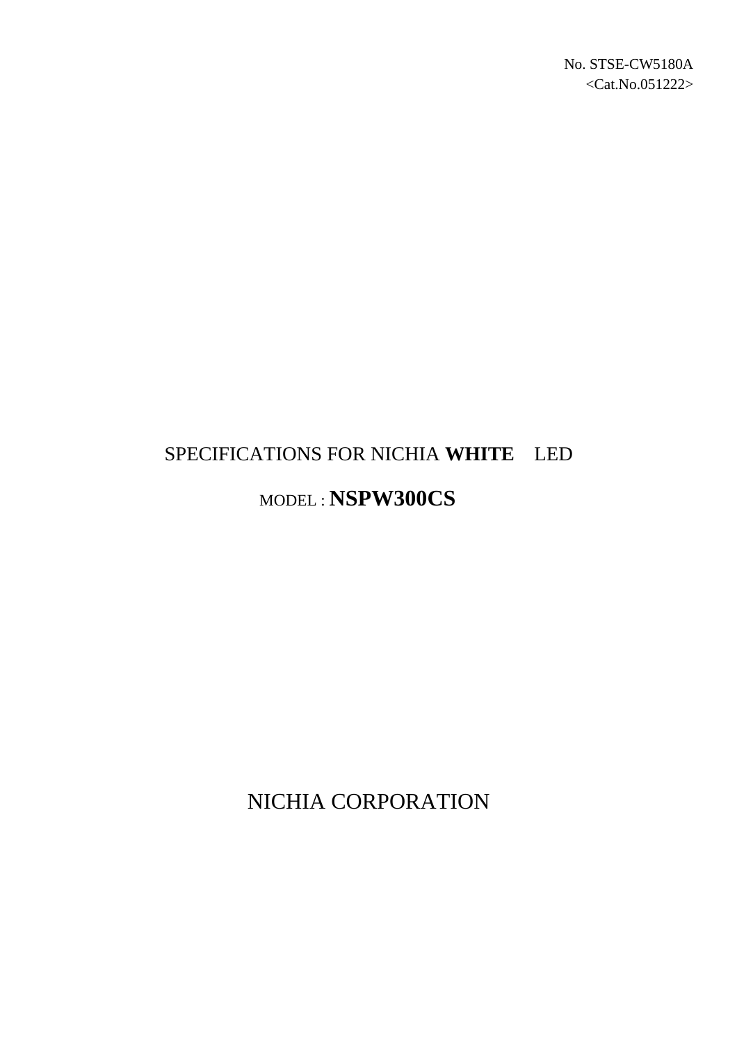No. STSE-CW5180A
<Cat.No.051222>

# SPECIFICATIONS FOR NICHIA **WHITE** LED

## MODEL : **NSPW300CS**

NICHIA CORPORATION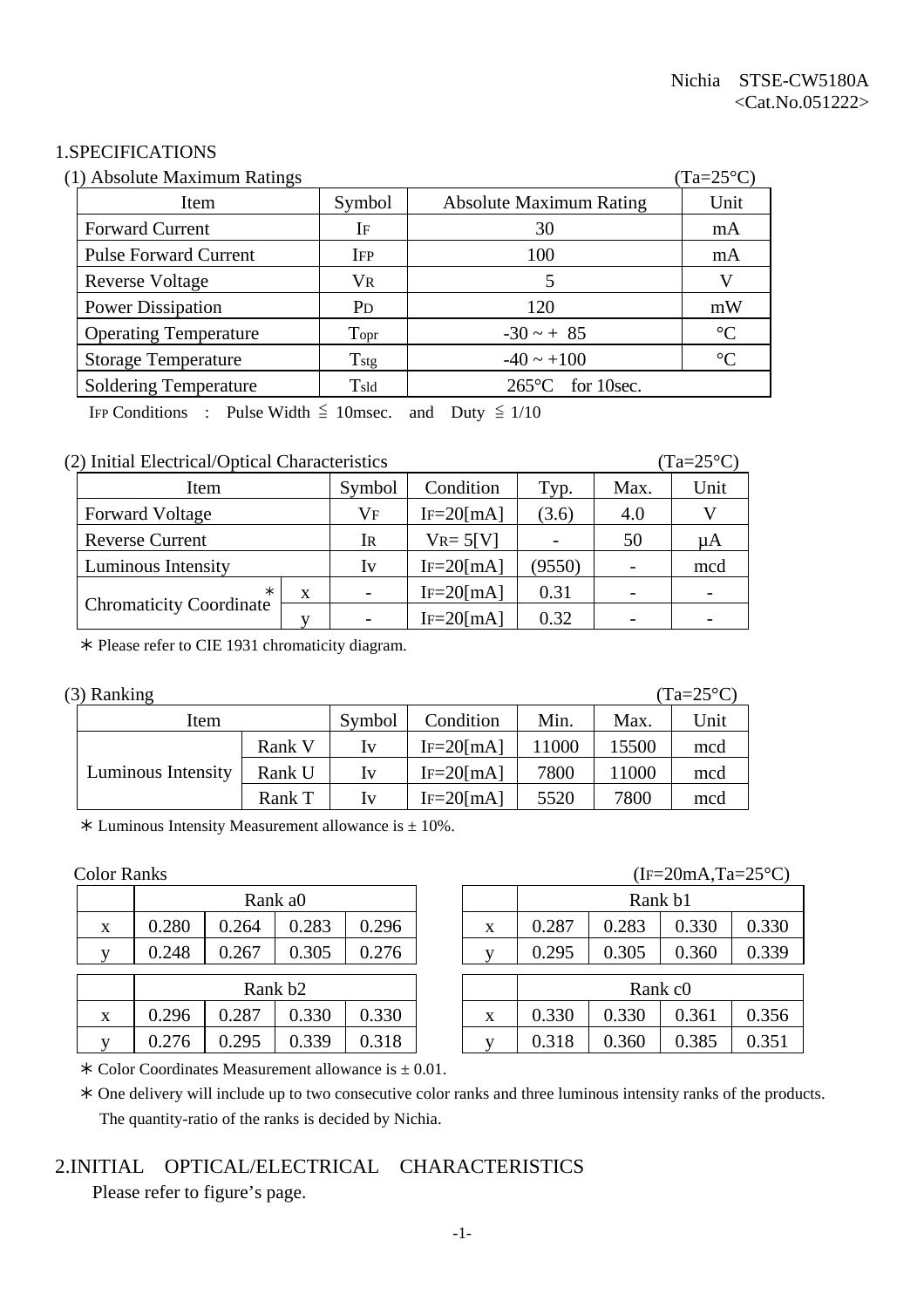Nichia　STSE-CW5180A
<Cat.No.051222>

## 1.SPECIFICATIONS

(1) Absolute Maximum Ratings (Ta=25°C)

| Item | Symbol | Absolute Maximum Rating | Unit |
|---|---|---|---|
| Forward Current | $I_F$ | 30 | mA |
| Pulse Forward Current | $I_{FP}$ | 100 | mA |
| Reverse Voltage | $V_R$ | 5 | V |
| Power Dissipation | $P_D$ | 120 | mW |
| Operating Temperature | $T_{opr}$ | -30 ~ + 85 | °C |
| Storage Temperature | $T_{stg}$ | -40 ~ +100 | °C |
| Soldering Temperature | $T_{sld}$ | 265°C　for 10sec. | |

$I_{FP}$ Conditions　:　Pulse Width ≦ 10msec.　and　Duty ≦ 1/10

(2) Initial Electrical/Optical Characteristics (Ta=25°C)

| Item | | Symbol | Condition | Typ. | Max. | Unit |
|---|---|---|---|---|---|---|
| Forward Voltage | | $V_F$ | $I_F$=20[mA] | (3.6) | 4.0 | V |
| Reverse Current | | $I_R$ | $V_R$= 5[V] | - | 50 | µA |
| Luminous Intensity | | Iv | $I_F$=20[mA] | (9550) | - | mcd |
| Chromaticity Coordinate ∗ | x | - | $I_F$=20[mA] | 0.31 | - | - |
| | y | - | $I_F$=20[mA] | 0.32 | - | - |

∗ Please refer to CIE 1931 chromaticity diagram.

(3) Ranking (Ta=25°C)

| Item | | Symbol | Condition | Min. | Max. | Unit |
|---|---|---|---|---|---|---|
| Luminous Intensity | Rank V | Iv | $I_F$=20[mA] | 11000 | 15500 | mcd |
| | Rank U | Iv | $I_F$=20[mA] | 7800 | 11000 | mcd |
| | Rank T | Iv | $I_F$=20[mA] | 5520 | 7800 | mcd |

∗ Luminous Intensity Measurement allowance is ± 10%.

Color Ranks ($I_F$=20mA,Ta=25°C)

| | Rank a0 | | | |
|---|---|---|---|---|
| x | 0.280 | 0.264 | 0.283 | 0.296 |
| y | 0.248 | 0.267 | 0.305 | 0.276 |

| | Rank b1 | | | |
|---|---|---|---|---|
| x | 0.287 | 0.283 | 0.330 | 0.330 |
| y | 0.295 | 0.305 | 0.360 | 0.339 |

| | Rank b2 | | | |
|---|---|---|---|---|
| x | 0.296 | 0.287 | 0.330 | 0.330 |
| y | 0.276 | 0.295 | 0.339 | 0.318 |

| | Rank c0 | | | |
|---|---|---|---|---|
| x | 0.330 | 0.330 | 0.361 | 0.356 |
| y | 0.318 | 0.360 | 0.385 | 0.351 |

∗ Color Coordinates Measurement allowance is ± 0.01.

∗ One delivery will include up to two consecutive color ranks and three luminous intensity ranks of the products.
The quantity-ratio of the ranks is decided by Nichia.

## 2.INITIAL　OPTICAL/ELECTRICAL　CHARACTERISTICS

Please refer to figure's page.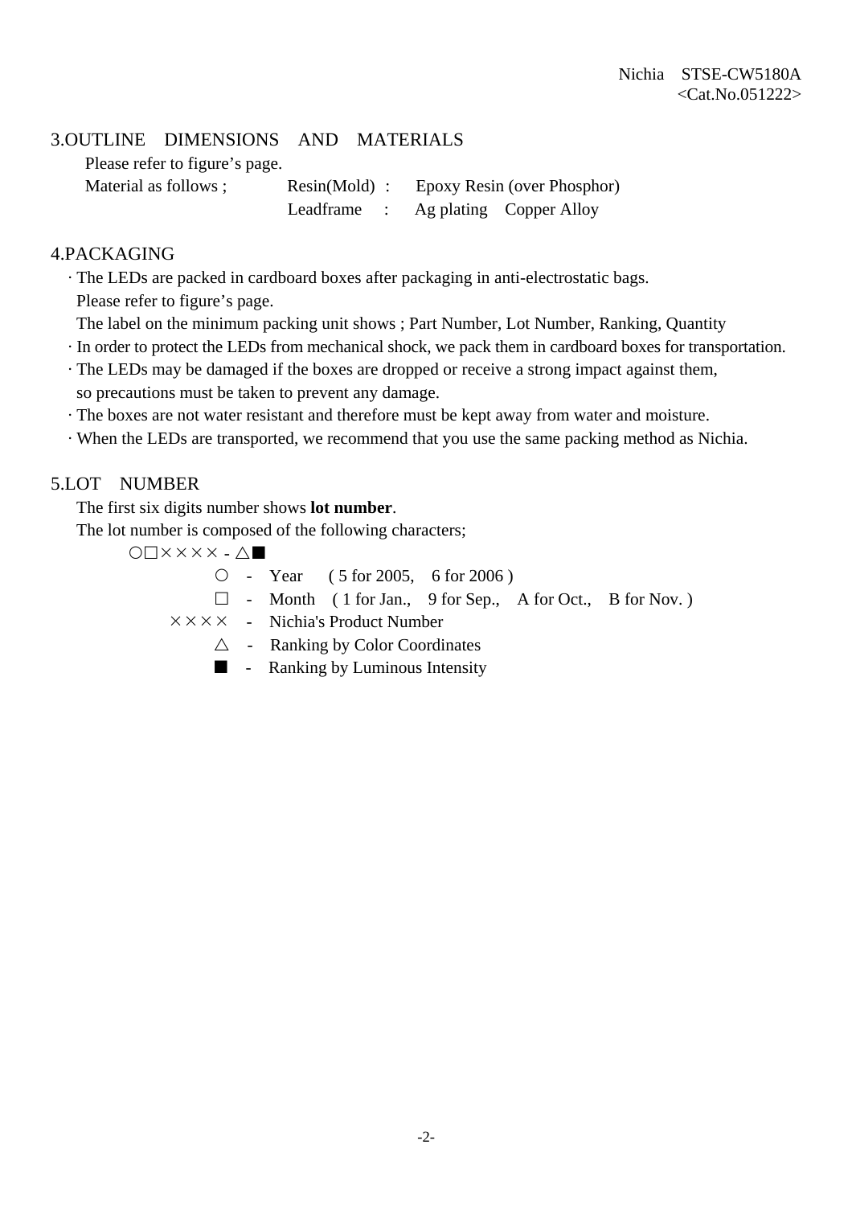## 3.OUTLINE DIMENSIONS AND MATERIALS

Please refer to figure's page.

Material as follows ; Resin(Mold) : Epoxy Resin (over Phosphor)

Leadframe : Ag plating Copper Alloy

## 4.PACKAGING

- The LEDs are packed in cardboard boxes after packaging in anti-electrostatic bags.
  Please refer to figure's page.
  The label on the minimum packing unit shows ; Part Number, Lot Number, Ranking, Quantity
- In order to protect the LEDs from mechanical shock, we pack them in cardboard boxes for transportation.
- The LEDs may be damaged if the boxes are dropped or receive a strong impact against them, so precautions must be taken to prevent any damage.
- The boxes are not water resistant and therefore must be kept away from water and moisture.
- When the LEDs are transported, we recommend that you use the same packing method as Nichia.

## 5.LOT NUMBER

The first six digits number shows **lot number**.

The lot number is composed of the following characters;

○□×××× - △■

- ○ - Year ( 5 for 2005, 6 for 2006 )
- □ - Month ( 1 for Jan., 9 for Sep., A for Oct., B for Nov. )
- ×××× - Nichia's Product Number
- △ - Ranking by Color Coordinates
- ■ - Ranking by Luminous Intensity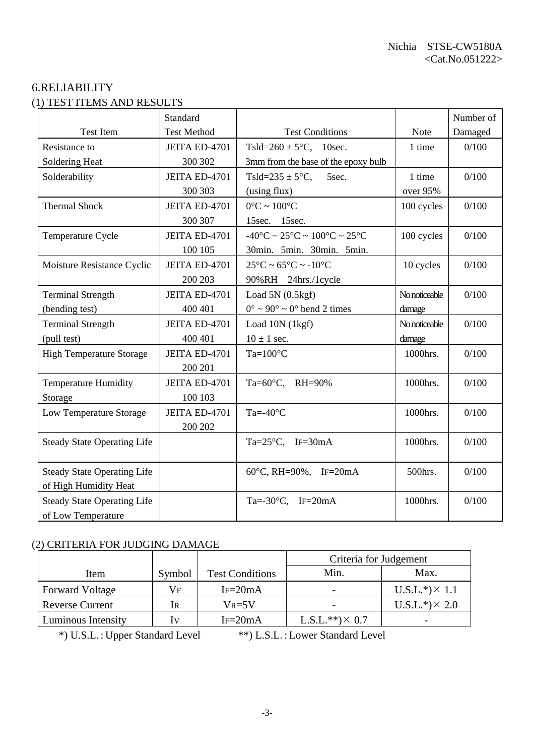## 6.RELIABILITY

### (1) TEST ITEMS AND RESULTS

| Test Item | Standard Test Method | Test Conditions | Note | Number of Damaged |
|---|---|---|---|---|
| Resistance to Soldering Heat | JEITA ED-4701 300 302 | Tsld=260 ± 5°C, 10sec. 3mm from the base of the epoxy bulb | 1 time | 0/100 |
| Solderability | JEITA ED-4701 300 303 | Tsld=235 ± 5°C, 5sec. (using flux) | 1 time over 95% | 0/100 |
| Thermal Shock | JEITA ED-4701 300 307 | 0°C ~ 100°C 15sec. 15sec. | 100 cycles | 0/100 |
| Temperature Cycle | JEITA ED-4701 100 105 | -40°C ~ 25°C ~ 100°C ~ 25°C 30min. 5min. 30min. 5min. | 100 cycles | 0/100 |
| Moisture Resistance Cyclic | JEITA ED-4701 200 203 | 25°C ~ 65°C ~ -10°C 90%RH 24hrs./1cycle | 10 cycles | 0/100 |
| Terminal Strength (bending test) | JEITA ED-4701 400 401 | Load 5N (0.5kgf) 0° ~ 90° ~ 0° bend 2 times | No noticeable damage | 0/100 |
| Terminal Strength (pull test) | JEITA ED-4701 400 401 | Load 10N (1kgf) 10 ± 1 sec. | No noticeable damage | 0/100 |
| High Temperature Storage | JEITA ED-4701 200 201 | Ta=100°C | 1000hrs. | 0/100 |
| Temperature Humidity Storage | JEITA ED-4701 100 103 | Ta=60°C, RH=90% | 1000hrs. | 0/100 |
| Low Temperature Storage | JEITA ED-4701 200 202 | Ta=-40°C | 1000hrs. | 0/100 |
| Steady State Operating Life | | Ta=25°C, $I_F$=30mA | 1000hrs. | 0/100 |
| Steady State Operating Life of High Humidity Heat | | 60°C, RH=90%, $I_F$=20mA | 500hrs. | 0/100 |
| Steady State Operating Life of Low Temperature | | Ta=-30°C, $I_F$=20mA | 1000hrs. | 0/100 |

### (2) CRITERIA FOR JUDGING DAMAGE

| Item | Symbol | Test Conditions | Criteria for Judgement | |
|---|---|---|---|---|
| | | | Min. | Max. |
| Forward Voltage | $V_F$ | $I_F$=20mA | - | U.S.L.*)× 1.1 |
| Reverse Current | $I_R$ | $V_R$=5V | - | U.S.L.*)× 2.0 |
| Luminous Intensity | $I_V$ | $I_F$=20mA | L.S.L.**)× 0.7 | - |

*) U.S.L. : Upper Standard Level　　　**) L.S.L. : Lower Standard Level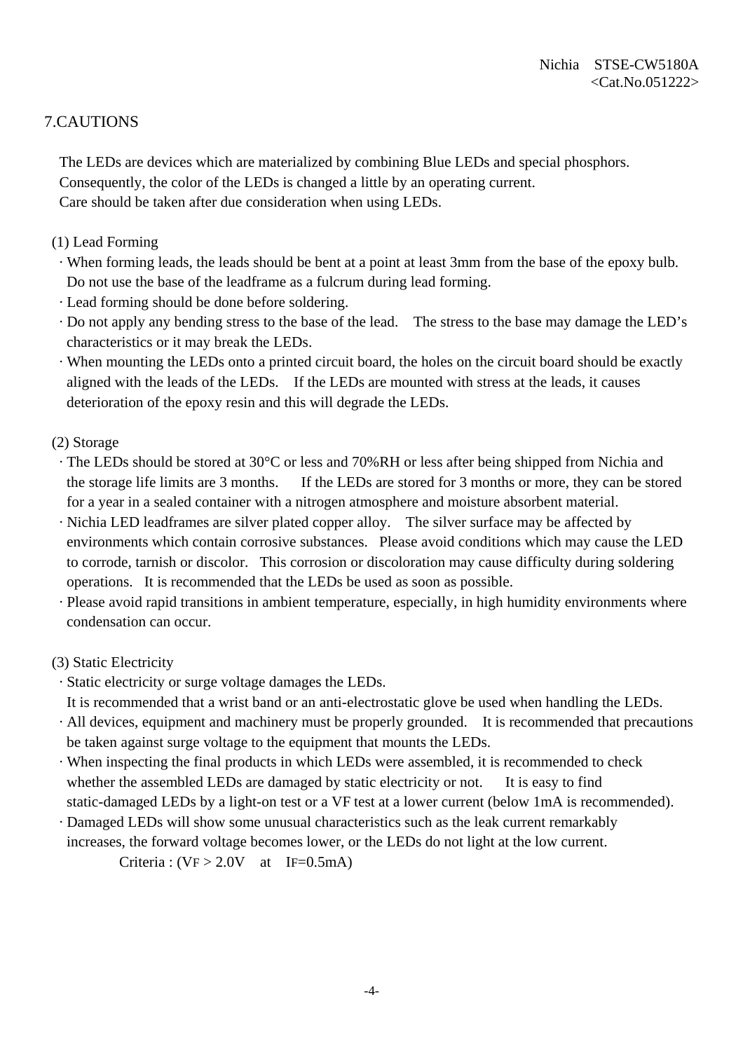## 7.CAUTIONS

The LEDs are devices which are materialized by combining Blue LEDs and special phosphors.
Consequently, the color of the LEDs is changed a little by an operating current.
Care should be taken after due consideration when using LEDs.

(1) Lead Forming

- When forming leads, the leads should be bent at a point at least 3mm from the base of the epoxy bulb. Do not use the base of the leadframe as a fulcrum during lead forming.
- Lead forming should be done before soldering.
- Do not apply any bending stress to the base of the lead. The stress to the base may damage the LED's characteristics or it may break the LEDs.
- When mounting the LEDs onto a printed circuit board, the holes on the circuit board should be exactly aligned with the leads of the LEDs. If the LEDs are mounted with stress at the leads, it causes deterioration of the epoxy resin and this will degrade the LEDs.

(2) Storage

- The LEDs should be stored at 30°C or less and 70%RH or less after being shipped from Nichia and the storage life limits are 3 months. If the LEDs are stored for 3 months or more, they can be stored for a year in a sealed container with a nitrogen atmosphere and moisture absorbent material.
- Nichia LED leadframes are silver plated copper alloy. The silver surface may be affected by environments which contain corrosive substances. Please avoid conditions which may cause the LED to corrode, tarnish or discolor. This corrosion or discoloration may cause difficulty during soldering operations. It is recommended that the LEDs be used as soon as possible.
- Please avoid rapid transitions in ambient temperature, especially, in high humidity environments where condensation can occur.

(3) Static Electricity

- Static electricity or surge voltage damages the LEDs.
  It is recommended that a wrist band or an anti-electrostatic glove be used when handling the LEDs.
- All devices, equipment and machinery must be properly grounded. It is recommended that precautions be taken against surge voltage to the equipment that mounts the LEDs.
- When inspecting the final products in which LEDs were assembled, it is recommended to check whether the assembled LEDs are damaged by static electricity or not. It is easy to find static-damaged LEDs by a light-on test or a VF test at a lower current (below 1mA is recommended).
- Damaged LEDs will show some unusual characteristics such as the leak current remarkably increases, the forward voltage becomes lower, or the LEDs do not light at the low current.
  Criteria : ($V_F$ > 2.0V at $I_F$=0.5mA)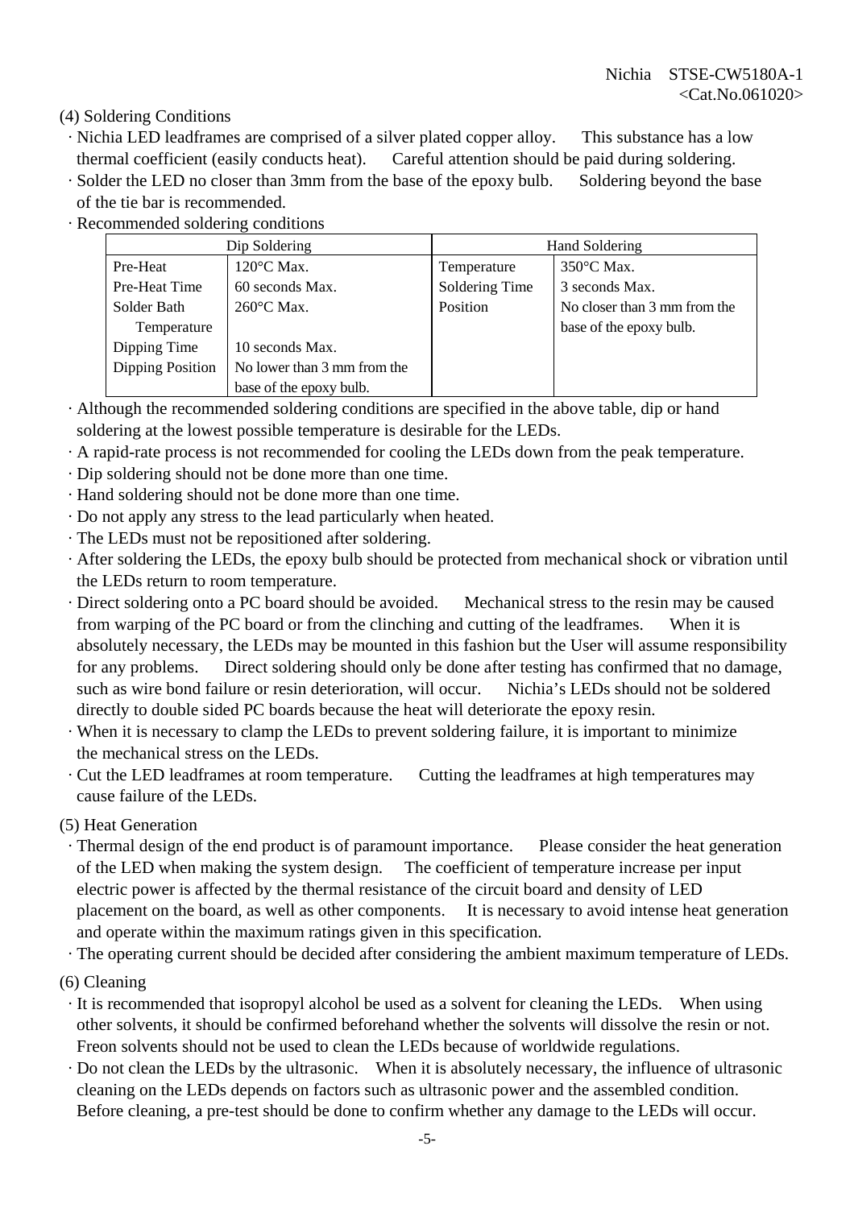(4) Soldering Conditions

- Nichia LED leadframes are comprised of a silver plated copper alloy. This substance has a low thermal coefficient (easily conducts heat). Careful attention should be paid during soldering.
- Solder the LED no closer than 3mm from the base of the epoxy bulb. Soldering beyond the base of the tie bar is recommended.
- Recommended soldering conditions

| Dip Soldering | | Hand Soldering | |
|---|---|---|---|
| Pre-Heat | 120°C Max. | Temperature | 350°C Max. |
| Pre-Heat Time | 60 seconds Max. | Soldering Time | 3 seconds Max. |
| Solder Bath Temperature | 260°C Max. | Position | No closer than 3 mm from the base of the epoxy bulb. |
| Dipping Time | 10 seconds Max. | | |
| Dipping Position | No lower than 3 mm from the base of the epoxy bulb. | | |

- Although the recommended soldering conditions are specified in the above table, dip or hand soldering at the lowest possible temperature is desirable for the LEDs.
- A rapid-rate process is not recommended for cooling the LEDs down from the peak temperature.
- Dip soldering should not be done more than one time.
- Hand soldering should not be done more than one time.
- Do not apply any stress to the lead particularly when heated.
- The LEDs must not be repositioned after soldering.
- After soldering the LEDs, the epoxy bulb should be protected from mechanical shock or vibration until the LEDs return to room temperature.
- Direct soldering onto a PC board should be avoided. Mechanical stress to the resin may be caused from warping of the PC board or from the clinching and cutting of the leadframes. When it is absolutely necessary, the LEDs may be mounted in this fashion but the User will assume responsibility for any problems. Direct soldering should only be done after testing has confirmed that no damage, such as wire bond failure or resin deterioration, will occur. Nichia's LEDs should not be soldered directly to double sided PC boards because the heat will deteriorate the epoxy resin.
- When it is necessary to clamp the LEDs to prevent soldering failure, it is important to minimize the mechanical stress on the LEDs.
- Cut the LED leadframes at room temperature. Cutting the leadframes at high temperatures may cause failure of the LEDs.

(5) Heat Generation

- Thermal design of the end product is of paramount importance. Please consider the heat generation of the LED when making the system design. The coefficient of temperature increase per input electric power is affected by the thermal resistance of the circuit board and density of LED placement on the board, as well as other components. It is necessary to avoid intense heat generation and operate within the maximum ratings given in this specification.
- The operating current should be decided after considering the ambient maximum temperature of LEDs.

(6) Cleaning

- It is recommended that isopropyl alcohol be used as a solvent for cleaning the LEDs. When using other solvents, it should be confirmed beforehand whether the solvents will dissolve the resin or not. Freon solvents should not be used to clean the LEDs because of worldwide regulations.
- Do not clean the LEDs by the ultrasonic. When it is absolutely necessary, the influence of ultrasonic cleaning on the LEDs depends on factors such as ultrasonic power and the assembled condition. Before cleaning, a pre-test should be done to confirm whether any damage to the LEDs will occur.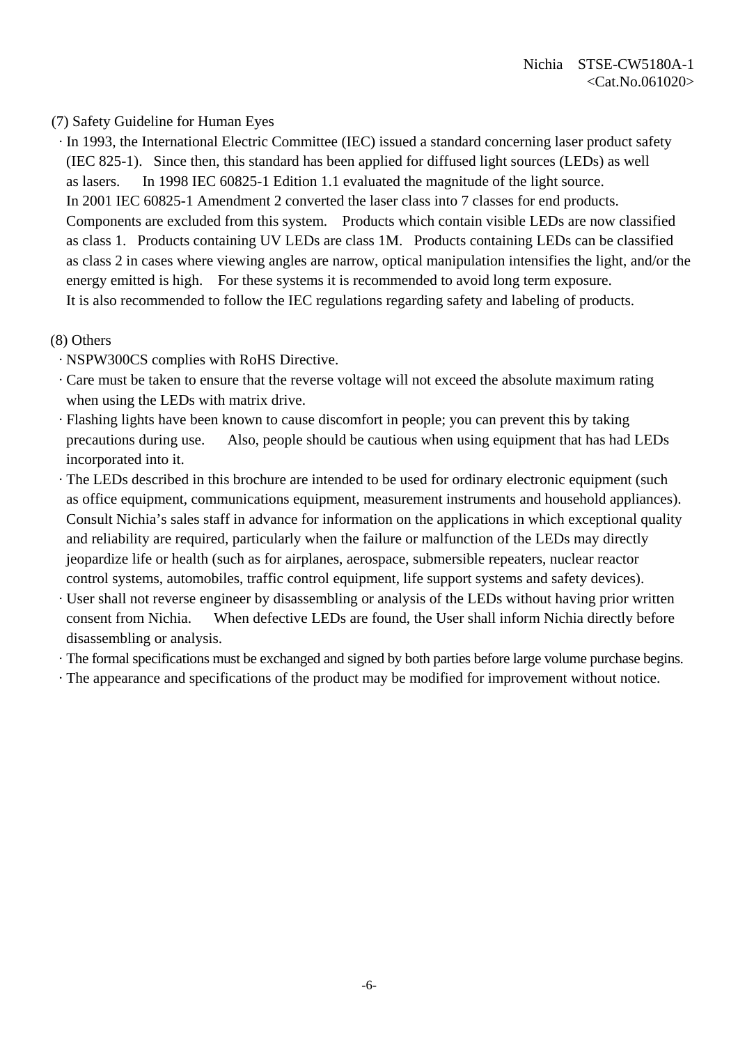(7) Safety Guideline for Human Eyes

- In 1993, the International Electric Committee (IEC) issued a standard concerning laser product safety (IEC 825-1). Since then, this standard has been applied for diffused light sources (LEDs) as well as lasers. In 1998 IEC 60825-1 Edition 1.1 evaluated the magnitude of the light source. In 2001 IEC 60825-1 Amendment 2 converted the laser class into 7 classes for end products. Components are excluded from this system. Products which contain visible LEDs are now classified as class 1. Products containing UV LEDs are class 1M. Products containing LEDs can be classified as class 2 in cases where viewing angles are narrow, optical manipulation intensifies the light, and/or the energy emitted is high. For these systems it is recommended to avoid long term exposure. It is also recommended to follow the IEC regulations regarding safety and labeling of products.

(8) Others

- NSPW300CS complies with RoHS Directive.
- Care must be taken to ensure that the reverse voltage will not exceed the absolute maximum rating when using the LEDs with matrix drive.
- Flashing lights have been known to cause discomfort in people; you can prevent this by taking precautions during use. Also, people should be cautious when using equipment that has had LEDs incorporated into it.
- The LEDs described in this brochure are intended to be used for ordinary electronic equipment (such as office equipment, communications equipment, measurement instruments and household appliances). Consult Nichia's sales staff in advance for information on the applications in which exceptional quality and reliability are required, particularly when the failure or malfunction of the LEDs may directly jeopardize life or health (such as for airplanes, aerospace, submersible repeaters, nuclear reactor control systems, automobiles, traffic control equipment, life support systems and safety devices).
- User shall not reverse engineer by disassembling or analysis of the LEDs without having prior written consent from Nichia. When defective LEDs are found, the User shall inform Nichia directly before disassembling or analysis.
- The formal specifications must be exchanged and signed by both parties before large volume purchase begins.
- The appearance and specifications of the product may be modified for improvement without notice.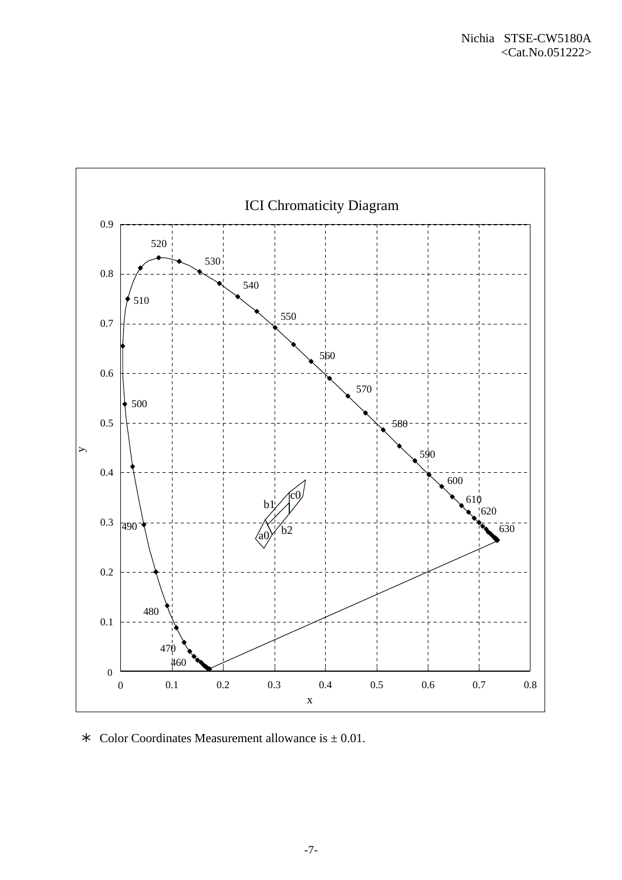ICI Chromaticity Diagram

∗ Color Coordinates Measurement allowance is ± 0.01.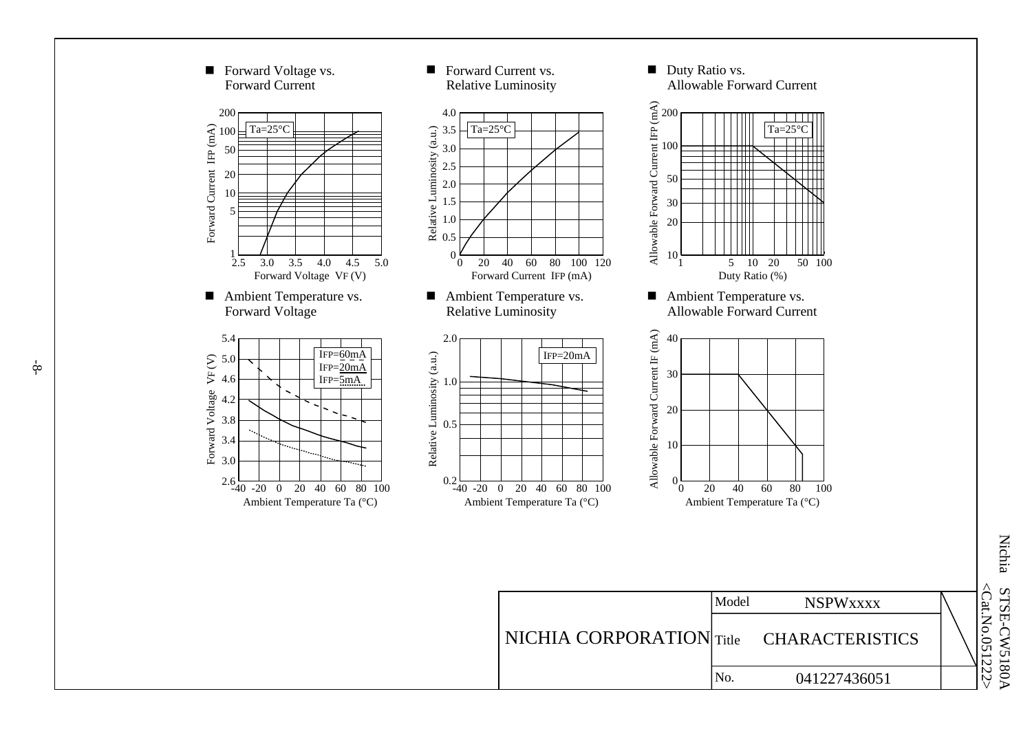- Forward Voltage vs. Forward Current

Ta=25°C

Forward Current IFP (mA): 1, 5, 10, 20, 50, 100, 200

Forward Voltage VF (V): 2.5, 3.0, 3.5, 4.0, 4.5, 5.0

- Forward Current vs. Relative Luminosity

Ta=25°C

Relative Luminosity (a.u.): 0, 0.5, 1.0, 1.5, 2.0, 2.5, 3.0, 3.5, 4.0

Forward Current IFP (mA): 0, 20, 40, 60, 80, 100, 120

- Duty Ratio vs. Allowable Forward Current

Ta=25°C

Allowable Forward Current IFP (mA): 10, 20, 30, 50, 100, 200

Duty Ratio (%): 1, 5, 10, 20, 50, 100

- Ambient Temperature vs. Forward Voltage

IFP=60mA
IFP=20mA
IFP=5mA

Forward Voltage VF (V): 2.6, 3.0, 3.4, 3.8, 4.2, 4.6, 5.0, 5.4

Ambient Temperature Ta (°C): -40, -20, 0, 20, 40, 60, 80, 100

- Ambient Temperature vs. Relative Luminosity

IFP=20mA

Relative Luminosity (a.u.): 0.2, 0.5, 1.0, 2.0

Ambient Temperature Ta (°C): -40, -20, 0, 20, 40, 60, 80, 100

- Ambient Temperature vs. Allowable Forward Current

Allowable Forward Current IF (mA): 0, 10, 20, 30, 40

Ambient Temperature Ta (°C): 0, 20, 40, 60, 80, 100

| NICHIA CORPORATION | Model | NSPWxxxx |
|---|---|---|
| | Title | CHARACTERISTICS |
| | No. | 041227436051 |

Nichia STSE-CW5180A <Cat.No.051222>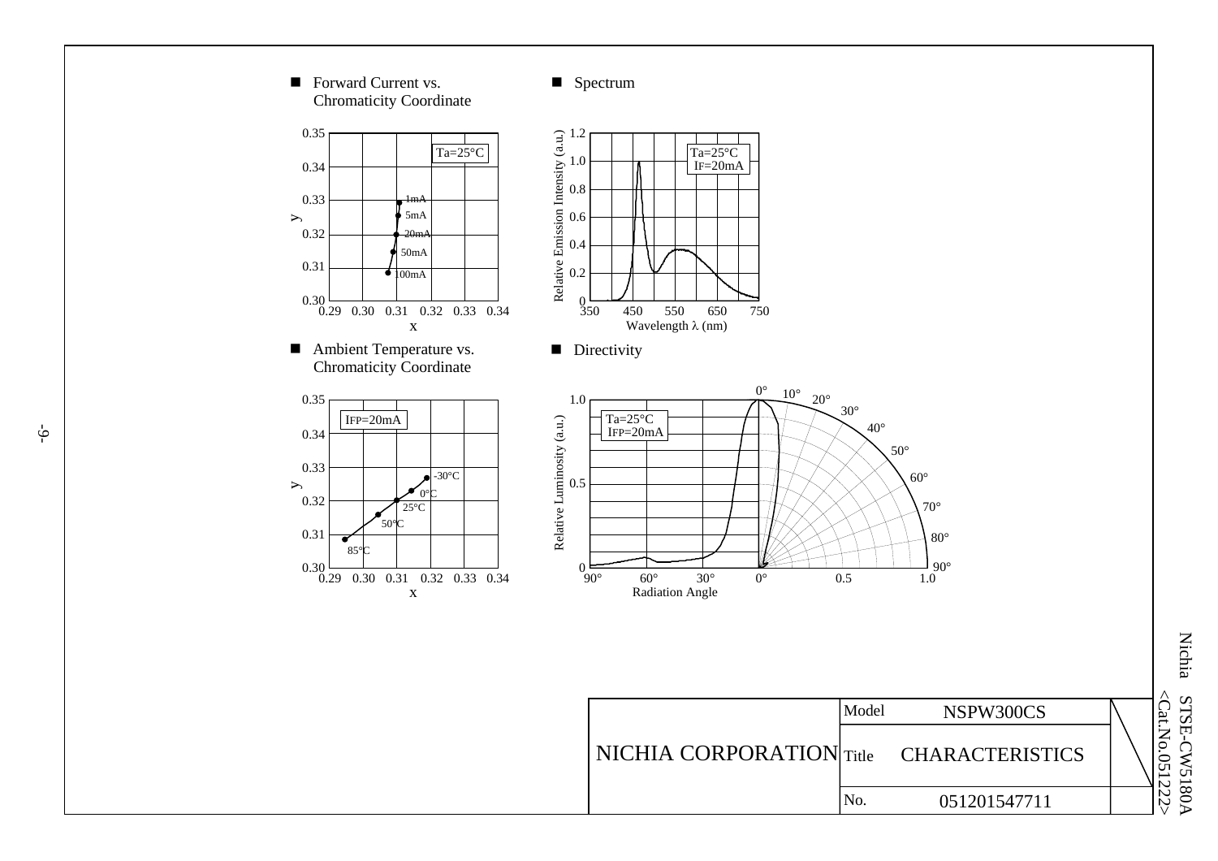■ Forward Current vs. Chromaticity Coordinate

Ta=25°C

| IF | x | y |
|---|---|---|
| 1mA | | |
| 5mA | | |
| 20mA | | |
| 50mA | | |
| 100mA | | |

■ Spectrum

Ta=25°C
IF=20mA

Relative Emission Intensity (a.u.)

Wavelength λ (nm)

■ Ambient Temperature vs. Chromaticity Coordinate

IFP=20mA

-30°C, 0°C, 25°C, 50°C, 85°C

■ Directivity

Ta=25°C
IFP=20mA

Relative Luminosity (a.u.)

Radiation Angle

| NICHIA CORPORATION | Model | NSPW300CS |
|---|---|---|
| | Title | CHARACTERISTICS |
| | No. | 051201547711 |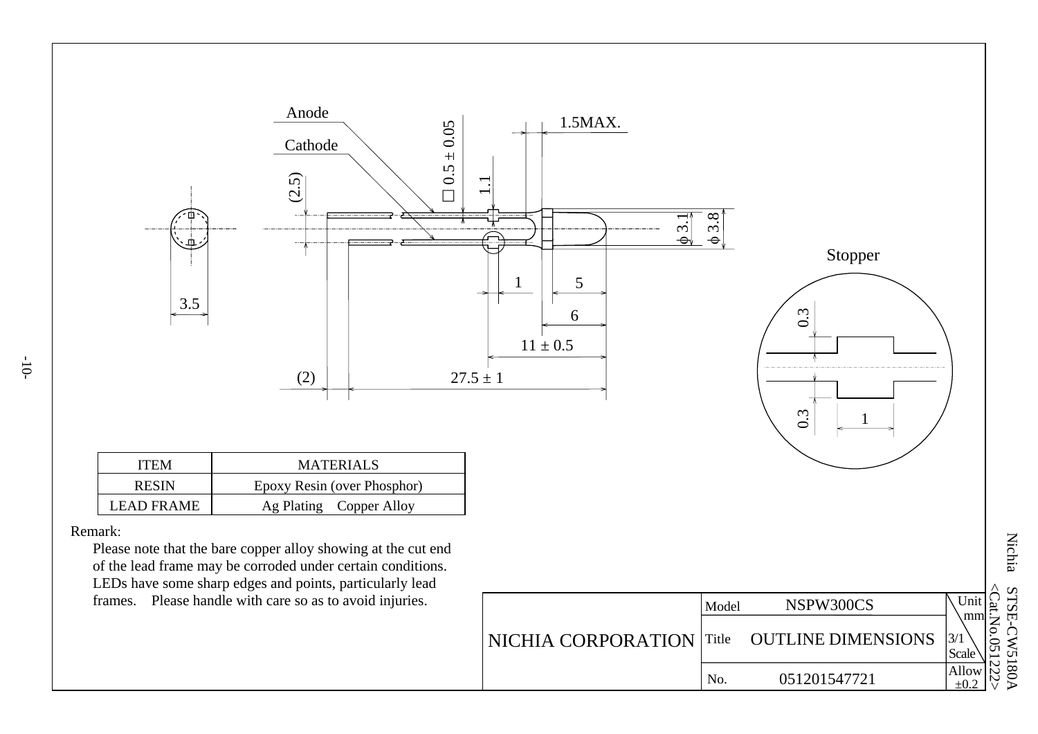| ITEM | MATERIALS |
| --- | --- |
| RESIN | Epoxy Resin (over Phosphor) |
| LEAD FRAME | Ag Plating　Copper Alloy |

Remark:

Please note that the bare copper alloy showing at the cut end of the lead frame may be corroded under certain conditions. LEDs have some sharp edges and points, particularly lead frames.　Please handle with care so as to avoid injuries.

| NICHIA CORPORATION | Model | NSPW300CS | Unit mm |
| --- | --- | --- | --- |
| | Title | OUTLINE DIMENSIONS | 3/1 Scale |
| | No. | 051201547721 | Allow ±0.2 |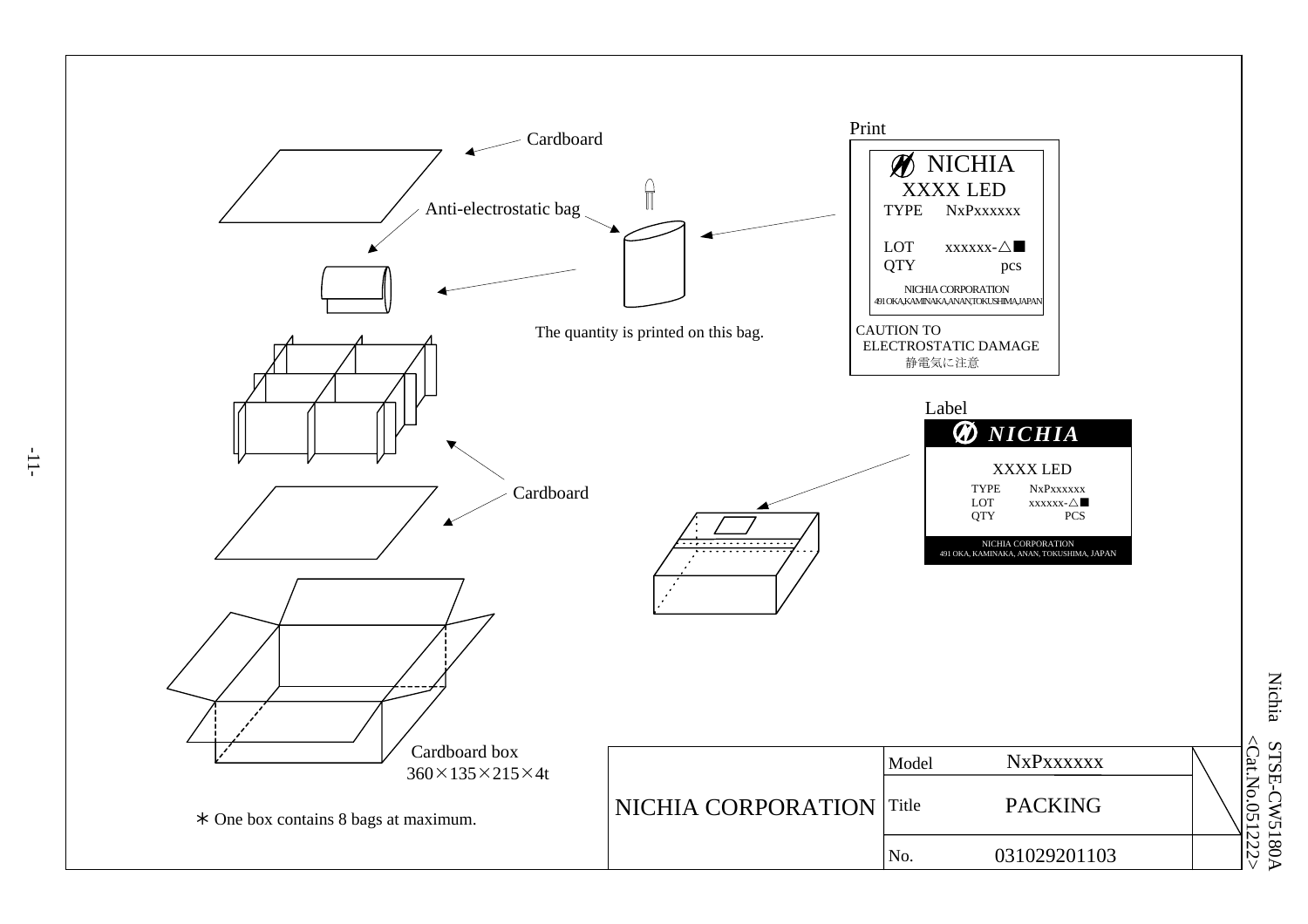Cardboard

Anti-electrostatic bag

The quantity is printed on this bag.

Print

NICHIA
XXXX LED
TYPE NxPxxxxxx

LOT xxxxxx-△■
QTY pcs

NICHIA CORPORATION
491 OKA,KAMINAKA,ANAN,TOKUSHIMA,JAPAN

CAUTION TO
ELECTROSTATIC DAMAGE
静電気に注意

Label

NICHIA

XXXX LED
TYPE NxPxxxxxx
LOT xxxxxx-△■
QTY PCS

NICHIA CORPORATION
491 OKA, KAMINAKA, ANAN, TOKUSHIMA, JAPAN

Cardboard

Cardboard box
360×135×215×4t

∗ One box contains 8 bags at maximum.

| NICHIA CORPORATION | Model | NxPxxxxxx |
|---|---|---|
| | Title | PACKING |
| | No. | 031029201103 |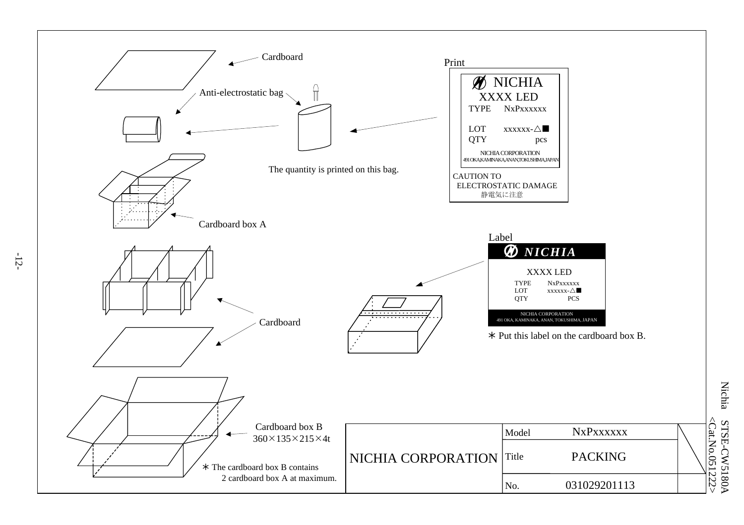Cardboard

Anti-electrostatic bag

The quantity is printed on this bag.

Print

NICHIA
XXXX LED
TYPE NxPxxxxxx

LOT xxxxxx-△■
QTY pcs

NICHIA CORPORATION
491 OKA,KAMINAKA,ANAN,TOKUSHIMA,JAPAN

CAUTION TO
ELECTROSTATIC DAMAGE
静電気に注意

Cardboard box A

Label

*NICHIA*

XXXX LED
TYPE NxPxxxxxx
LOT xxxxxx-△■
QTY PCS

NICHIA CORPORATION
491 OKA, KAMINAKA, ANAN, TOKUSHIMA, JAPAN

＊ Put this label on the cardboard box B.

Cardboard

Cardboard box B
360×135×215×4t

＊ The cardboard box B contains
2 cardboard box A at maximum.

| NICHIA CORPORATION | Model | NxPxxxxxx |
|---|---|---|
| | Title | PACKING |
| | No. | 031029201113 |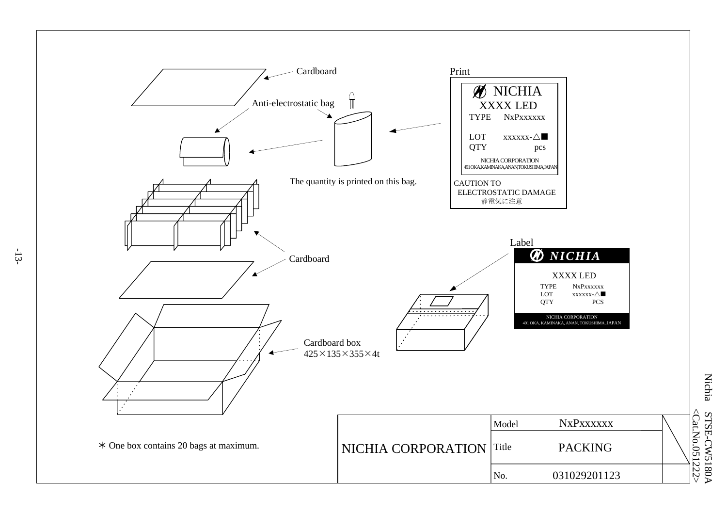Cardboard

Anti-electrostatic bag

The quantity is printed on this bag.

Print

NICHIA
XXXX LED
TYPE NxPxxxxxx

LOT xxxxxx-△■
QTY pcs

NICHIA CORPORATION
491 OKA,KAMINAKA,ANAN,TOKUSHIMA,JAPAN

CAUTION TO
ELECTROSTATIC DAMAGE
静電気に注意

Cardboard

Label

NICHIA

XXXX LED
TYPE NxPxxxxxx
LOT xxxxxx-△■
QTY PCS

NICHIA CORPORATION
491 OKA, KAMINAKA, ANAN, TOKUSHIMA, JAPAN

Cardboard box
425×135×355×4t

∗ One box contains 20 bags at maximum.

| NICHIA CORPORATION | Model | NxPxxxxxx |
|---|---|---|
| | Title | PACKING |
| | No. | 031029201123 |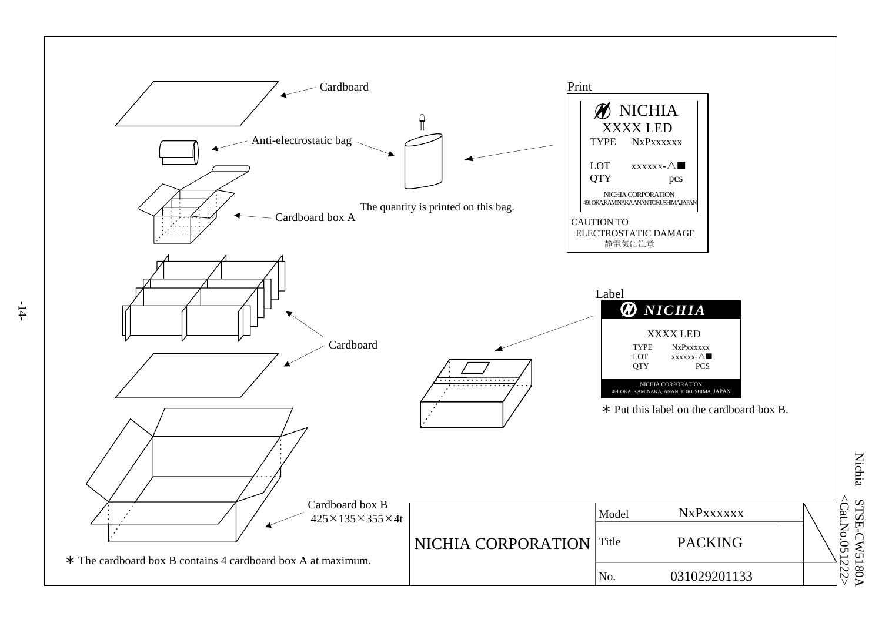Cardboard

Anti-electrostatic bag

Cardboard box A

The quantity is printed on this bag.

Print

NICHIA

XXXX LED

TYPE NxPxxxxxx

LOT xxxxxx-△■

QTY pcs

NICHIA CORPORATION

491 OKA,KAMINAKA,ANAN,TOKUSHIMA,JAPAN

CAUTION TO

ELECTROSTATIC DAMAGE

静電気に注意

Cardboard

Label

NICHIA

XXXX LED

TYPE NxPxxxxxx

LOT xxxxxx-△■

QTY PCS

NICHIA CORPORATION

491 OKA, KAMINAKA, ANAN, TOKUSHIMA, JAPAN

＊ Put this label on the cardboard box B.

Cardboard box B

425×135×355×4t

＊ The cardboard box B contains 4 cardboard box A at maximum.

| | | |
|---|---|---|
| NICHIA CORPORATION | Model | NxPxxxxxx |
| | Title | PACKING |
| | No. | 031029201133 |